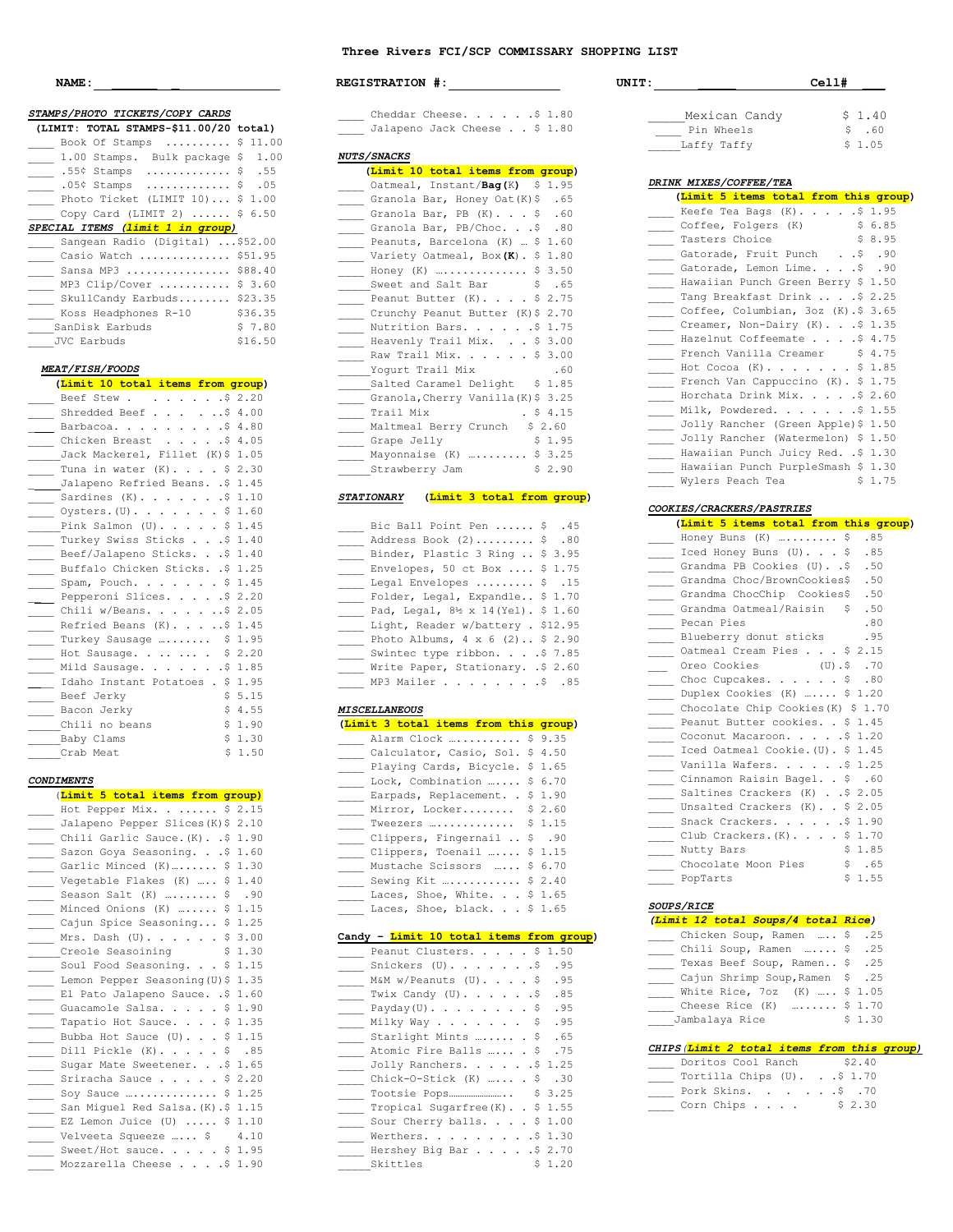# Three Rivers FCI/SCP COMMISSARY SHOPPING LIST

**NAME:** ______ **REGISTRATION #:** ______ **UNIT:** ______ **Cell#** ______

### STAMPS/PHOTO TICKETS/COPY CARDS

**(LIMIT: TOTAL STAMPS-$11.00/20 total)**

| Item | Price |
|---|---|
| Book Of Stamps | $ 11.00 |
| 1.00 Stamps. Bulk package | $ 1.00 |
| .55¢ Stamps | $ .55 |
| .05¢ Stamps | $ .05 |
| Photo Ticket (LIMIT 10) | $ 1.00 |
| Copy Card (LIMIT 2) | $ 6.50 |

### SPECIAL ITEMS *(limit 1 in group)*

| Item | Price |
|---|---|
| Sangean Radio (Digital) | $52.00 |
| Casio Watch | $51.95 |
| Sansa MP3 | $88.40 |
| MP3 Clip/Cover | $ 3.60 |
| SkullCandy Earbuds | $23.35 |
| Koss Headphones R-10 | $36.35 |
| SanDisk Earbuds | $ 7.80 |
| JVC Earbuds | $16.50 |

### MEAT/FISH/FOODS

**(Limit 10 total items from group)**

| Item | Price |
|---|---|
| Beef Stew | $ 2.20 |
| Shredded Beef | $ 4.00 |
| Barbacoa | $ 4.80 |
| Chicken Breast | $ 4.05 |
| Jack Mackerel, Fillet (K) | $ 1.05 |
| Tuna in water (K) | $ 2.30 |
| Jalapeno Refried Beans | $ 1.45 |
| Sardines (K) | $ 1.10 |
| Oysters (U) | $ 1.60 |
| Pink Salmon (U) | $ 1.45 |
| Turkey Swiss Sticks | $ 1.40 |
| Beef/Jalapeno Sticks | $ 1.40 |
| Buffalo Chicken Sticks | $ 1.25 |
| Spam, Pouch | $ 1.45 |
| Pepperoni Slices | $ 2.20 |
| Chili w/Beans | $ 2.05 |
| Refried Beans (K) | $ 1.45 |
| Turkey Sausage | $ 1.95 |
| Hot Sausage | $ 2.20 |
| Mild Sausage | $ 1.85 |
| Idaho Instant Potatoes | $ 1.95 |
| Beef Jerky | $ 5.15 |
| Bacon Jerky | $ 4.55 |
| Chili no beans | $ 1.90 |
| Baby Clams | $ 1.30 |
| Crab Meat | $ 1.50 |

### CONDIMENTS

**(Limit 5 total items from group)**

| Item | Price |
|---|---|
| Hot Pepper Mix | $ 2.15 |
| Jalapeno Pepper Slices (K) | $ 2.10 |
| Chili Garlic Sauce (K) | $ 1.90 |
| Sazon Goya Seasoning | $ 1.60 |
| Garlic Minced (K) | $ 1.30 |
| Vegetable Flakes (K) | $ 1.40 |
| Season Salt (K) | $ .90 |
| Minced Onions (K) | $ 1.15 |
| Cajun Spice Seasoning | $ 1.25 |
| Mrs. Dash (U) | $ 3.00 |
| Creole Seasoning | $ 1.30 |
| Soul Food Seasoning | $ 1.15 |
| Lemon Pepper Seasoning (U) | $ 1.35 |
| El Pato Jalapeno Sauce | $ 1.60 |
| Guacamole Salsa | $ 1.90 |
| Tapatio Hot Sauce | $ 1.35 |
| Bubba Hot Sauce (U) | $ 1.15 |
| Dill Pickle (K) | $ .85 |
| Sugar Mate Sweetener | $ 1.65 |
| Sriracha Sauce | $ 2.20 |
| Soy Sauce | $ 1.25 |
| San Miguel Red Salsa (K) | $ 1.15 |
| EZ Lemon Juice (U) | $ 1.10 |
| Velveeta Squeeze | $ 4.10 |
| Sweet/Hot sauce | $ 1.95 |
| Mozzarella Cheese | $ 1.90 |
| Cheddar Cheese | $ 1.80 |
| Jalapeno Jack Cheese | $ 1.80 |

### NUTS/SNACKS

**(Limit 10 total items from group)**

| Item | Price |
|---|---|
| Oatmeal, Instant/**Bag**(K) | $ 1.95 |
| Granola Bar, Honey Oat (K) | $ .65 |
| Granola Bar, PB (K) | $ .60 |
| Granola Bar, PB/Choc. | $ .80 |
| Peanuts, Barcelona (K) | $ 1.60 |
| Variety Oatmeal, Box(**K**) | $ 1.80 |
| Honey (K) | $ 3.50 |
| Sweet and Salt Bar | $ .65 |
| Peanut Butter (K) | $ 2.75 |
| Crunchy Peanut Butter (K) | $ 2.70 |
| Nutrition Bars | $ 1.75 |
| Heavenly Trail Mix | $ 3.00 |
| Raw Trail Mix | $ 3.00 |
| Yogurt Trail Mix | .60 |
| Salted Caramel Delight | $ 1.85 |
| Granola, Cherry Vanilla (K) | $ 3.25 |
| Trail Mix | $ 4.15 |
| Maltmeal Berry Crunch | $ 2.60 |
| Grape Jelly | $ 1.95 |
| Mayonnaise (K) | $ 3.25 |
| Strawberry Jam | $ 2.90 |

### STATIONARY (Limit 3 total from group)

| Item | Price |
|---|---|
| Bic Ball Point Pen | $ .45 |
| Address Book (2) | $ .80 |
| Binder, Plastic 3 Ring | $ 3.95 |
| Envelopes, 50 ct Box | $ 1.75 |
| Legal Envelopes | $ .15 |
| Folder, Legal, Expandle | $ 1.70 |
| Pad, Legal, 8½ x 14(Yel) | $ 1.60 |
| Light, Reader w/battery | $12.95 |
| Photo Albums, 4 x 6 (2) | $ 2.90 |
| Swintec type ribbon | $ 7.85 |
| Write Paper, Stationary | $ 2.60 |
| MP3 Mailer | $ .85 |

### MISCELLANEOUS

**(Limit 3 total items from this group)**

| Item | Price |
|---|---|
| Alarm Clock | $ 9.35 |
| Calculator, Casio, Sol. | $ 4.50 |
| Playing Cards, Bicycle | $ 1.65 |
| Lock, Combination | $ 6.70 |
| Earpads, Replacement | $ 1.90 |
| Mirror, Locker | $ 2.60 |
| Tweezers | $ 1.15 |
| Clippers, Fingernail | $ .90 |
| Clippers, Toenail | $ 1.15 |
| Mustache Scissors | $ 6.70 |
| Sewing Kit | $ 2.40 |
| Laces, Shoe, White | $ 1.65 |
| Laces, Shoe, black | $ 1.65 |

### Candy - Limit 10 total items from group

| Item | Price |
|---|---|
| Peanut Clusters | $ 1.50 |
| Snickers (U) | $ .95 |
| M&M w/Peanuts (U) | $ .95 |
| Twix Candy (U) | $ .85 |
| Payday (U) | $ .95 |
| Milky Way | $ .95 |
| Starlight Mints | $ .65 |
| Atomic Fire Balls | $ .75 |
| Jolly Ranchers | $ 1.25 |
| Chick-O-Stick (K) | $ .30 |
| Tootsie Pops | $ 3.25 |
| Tropical Sugarfree (K) | $ 1.55 |
| Sour Cherry balls | $ 1.00 |
| Werthers | $ 1.30 |
| Hershey Big Bar | $ 2.70 |
| Skittles | $ 1.20 |
| Mexican Candy | $ 1.40 |
| Pin Wheels | $ .60 |
| Laffy Taffy | $ 1.05 |

### DRINK MIXES/COFFEE/TEA

**(Limit 5 items total from this group)**

| Item | Price |
|---|---|
| Keefe Tea Bags (K) | $ 1.95 |
| Coffee, Folgers (K) | $ 6.85 |
| Tasters Choice | $ 8.95 |
| Gatorade, Fruit Punch | $ .90 |
| Gatorade, Lemon Lime | $ .90 |
| Hawaiian Punch Green Berry | $ 1.50 |
| Tang Breakfast Drink | $ 2.25 |
| Coffee, Columbian, 3oz (K) | $ 3.65 |
| Creamer, Non-Dairy (K) | $ 1.35 |
| Hazelnut Coffeemate | $ 4.75 |
| French Vanilla Creamer | $ 4.75 |
| Hot Cocoa (K) | $ 1.85 |
| French Van Cappuccino (K) | $ 1.75 |
| Horchata Drink Mix | $ 2.60 |
| Milk, Powdered | $ 1.55 |
| Jolly Rancher (Green Apple) | $ 1.50 |
| Jolly Rancher (Watermelon) | $ 1.50 |
| Hawaiian Punch Juicy Red | $ 1.30 |
| Hawaiian Punch PurpleSmash | $ 1.30 |
| Wylers Peach Tea | $ 1.75 |

### COOKIES/CRACKERS/PASTRIES

**(Limit 5 items total from this group)**

| Item | Price |
|---|---|
| Honey Buns (K) | $ .85 |
| Iced Honey Buns (U) | $ .85 |
| Grandma PB Cookies (U) | $ .50 |
| Grandma Choc/BrownCookies | $ .50 |
| Grandma ChocChip Cookies | $ .50 |
| Grandma Oatmeal/Raisin | $ .50 |
| Pecan Pies | .80 |
| Blueberry donut sticks | .95 |
| Oatmeal Cream Pies | $ 2.15 |
| Oreo Cookies (U) | $ .70 |
| Choc Cupcakes | $ .80 |
| Duplex Cookies (K) | $ 1.20 |
| Chocolate Chip Cookies (K) | $ 1.70 |
| Peanut Butter cookies | $ 1.45 |
| Coconut Macaroon | $ 1.20 |
| Iced Oatmeal Cookie (U) | $ 1.45 |
| Vanilla Wafers | $ 1.25 |
| Cinnamon Raisin Bagel | $ .60 |
| Saltines Crackers (K) | $ 2.05 |
| Unsalted Crackers (K) | $ 2.05 |
| Snack Crackers | $ 1.90 |
| Club Crackers (K) | $ 1.70 |
| Nutty Bars | $ 1.85 |
| Chocolate Moon Pies | $ .65 |
| PopTarts | $ 1.55 |

### SOUPS/RICE

***(Limit 12 total Soups/4 total Rice)***

| Item | Price |
|---|---|
| Chicken Soup, Ramen | $ .25 |
| Chili Soup, Ramen | $ .25 |
| Texas Beef Soup, Ramen | $ .25 |
| Cajun Shrimp Soup, Ramen | $ .25 |
| White Rice, 7oz (K) | $ 1.05 |
| Cheese Rice (K) | $ 1.70 |
| Jambalaya Rice | $ 1.30 |

### CHIPS *(Limit 2 total items from this group)*

| Item | Price |
|---|---|
| Doritos Cool Ranch | $2.40 |
| Tortilla Chips (U) | $ 1.70 |
| Pork Skins | $ .70 |
| Corn Chips | $ 2.30 |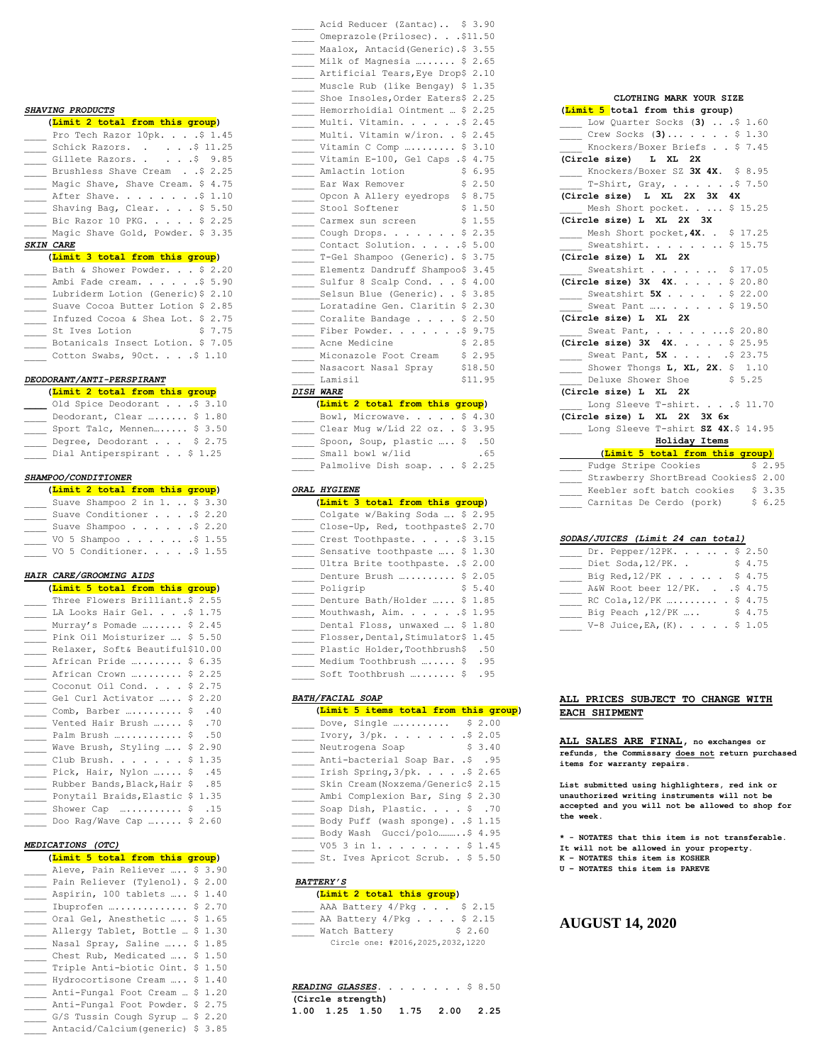***SHAVING PRODUCTS***

(**Limit 2 total from this group**)

- ____ Pro Tech Razor 10pk. . . .$ 1.45
- ____ Schick Razors. . . . .$ 11.25
- ____ Gillete Razors. . . . .$ 9.85
- ____ Brushless Shave Cream . .$ 2.25
- ____ Magic Shave, Shave Cream. $ 4.75
- ____ After Shave. . . . . . . .$ 1.10
- ____ Shaving Bag, Clear. . . . $ 5.50
- ____ Bic Razor 10 PKG. . . . . $ 2.25
- ____ Magic Shave Gold, Powder. $ 3.35

***SKIN CARE***

(**Limit 3 total from this group**)

- ____ Bath & Shower Powder. . . $ 2.20
- ____ Ambi Fade cream. . . . . .$ 5.90
- ____ Lubriderm Lotion (Generic)$ 2.10
- ____ Suave Cocoa Butter Lotion $ 2.85
- ____ Infuzed Cocoa & Shea Lot. $ 2.75
- ____ St Ives Lotion $ 7.75
- ____ Botanicals Insect Lotion. $ 7.05
- ____ Cotton Swabs, 90ct. . . .$ 1.10

***DEODORANT/ANTI-PERSPIRANT***

(**Limit 2 total from this group**)

- ____ Old Spice Deodorant . . .$ 3.10
- ____ Deodorant, Clear ........ $ 1.80
- ____ Sport Talc, Mennen....... $ 3.50
- ____ Degree, Deodorant . . . $ 2.75
- ____ Dial Antiperspirant . . $ 1.25

***SHAMPOO/CONDITIONER***

(**Limit 2 total from this group**)

- ____ Suave Shampoo 2 in 1. .. $ 3.30
- ____ Suave Conditioner . . . .$ 2.20
- ____ Suave Shampoo . . . . . .$ 2.20
- ____ VO 5 Shampoo . . . . . ..$ 1.55
- ____ VO 5 Conditioner. . . . .$ 1.55

***HAIR CARE/GROOMING AIDS***

(**Limit 5 total from this group**)

- ____ Three Flowers Brilliant.$ 2.55
- ____ LA Looks Hair Gel. . . .$ 1.75
- ____ Murray's Pomade ........ $ 2.45
- ____ Pink Oil Moisturizer .... $ 5.50
- ____ Relaxer, Soft& Beautiful$10.00
- ____ African Pride .......... $ 6.35
- ____ African Crown .......... $ 2.25
- ____ Coconut Oil Cond. . . . $ 2.75
- ____ Gel Curl Activator ...... $ 2.20
- ____ Comb, Barber ........... $ .40
- ____ Vented Hair Brush ...... $ .70
- ____ Palm Brush ............ $ .50
- ____ Wave Brush, Styling ..... $ 2.90
- ____ Club Brush. . . . . . . $ 1.35
- ____ Pick, Hair, Nylon ...... $ .45
- ____ Rubber Bands,Black,Hair $ .85
- ____ Ponytail Braids,Elastic $ 1.35
- ____ Shower Cap ............ $ .15
- ____ Doo Rag/Wave Cap ....... $ 2.60

***MEDICATIONS (OTC)***

(**Limit 5 total from this group**)

- ____ Aleve, Pain Reliever .... $ 3.90
- ____ Pain Reliever (Tylenol). $ 2.00
- ____ Aspirin, 100 tablets .... $ 1.40
- ____ Ibuprofen ............... $ 2.70
- ____ Oral Gel, Anesthetic ..... $ 1.65
- ____ Allergy Tablet, Bottle … $ 1.30
- ____ Nasal Spray, Saline ..... $ 1.85
- ____ Chest Rub, Medicated ..... $ 1.50
- ____ Triple Anti-biotic Oint. $ 1.50
- ____ Hydrocortisone Cream ..... $ 1.40
- ____ Anti-Fungal Foot Cream … $ 1.20
- ____ Anti-Fungal Foot Powder. $ 2.75
- ____ G/S Tussin Cough Syrup … $ 2.20
- ____ Antacid/Calcium(generic) $ 3.85
- ____ Acid Reducer (Zantac).. $ 3.90
- ____ Omeprazole(Prilosec). . .$11.50
- ____ Maalox, Antacid(Generic).$ 3.55
- ____ Milk of Magnesia ........ $ 2.65
- ____ Artificial Tears,Eye Drop$ 2.10
- ____ Muscle Rub (like Bengay) $ 1.35
- ____ Shoe Insoles,Order Eaters$ 2.25
- ____ Hemorrhoidial Ointment … $ 2.25
- ____ Multi. Vitamin. . . . . .$ 2.45
- ____ Multi. Vitamin w/iron. . $ 2.45
- ____ Vitamin C Comp .......... $ 3.10
- ____ Vitamin E-100, Gel Caps .$ 4.75
- ____ Amlactin lotion $ 6.95
- ____ Ear Wax Remover $ 2.50
- ____ Opcon A Allery eyedrops $ 8.75
- ____ Stool Softener $ 1.50
- ____ Carmex sun screen $ 1.55
- ____ Cough Drops. . . . . . . $ 2.35
- ____ Contact Solution. . . . .$ 5.00
- ____ T-Gel Shampoo (Generic). $ 3.75
- ____ Elementz Dandruff Shampoo$ 3.45
- ____ Sulfur 8 Scalp Cond. . . $ 4.00
- ____ Selsun Blue (Generic). . $ 3.85
- ____ Loratadine Gen. Claritin $ 2.30
- ____ Coralite Bandage . . . . $ 2.50
- ____ Fiber Powder. . . . . . .$ 9.75
- ____ Acne Medicine $ 2.85
- ____ Miconazole Foot Cream $ 2.95
- ____ Nasacort Nasal Spray $18.50
- ____ Lamisil $11.95

***DISH WARE***

(**Limit 2 total from this group**)

- ____ Bowl, Microwave. . . . . $ 4.30
- ____ Clear Mug w/Lid 22 oz. . $ 3.95
- ____ Spoon, Soup, plastic ..... $ .50
- ____ Small bowl w/lid .65
- ____ Palmolive Dish soap. . . $ 2.25

***ORAL HYGIENE***

(**Limit 3 total from this group**)

- ____ Colgate w/Baking Soda .... $ 2.95
- ____ Close-Up, Red, toothpaste$ 2.70
- ____ Crest Toothpaste. . . . .$ 3.15
- ____ Sensative toothpaste ..... $ 1.30
- ____ Ultra Brite toothpaste. .$ 2.00
- ____ Denture Brush ........... $ 2.05
- ____ Poligrip $ 5.40
- ____ Denture Bath/Holder ...... $ 1.85
- ____ Mouthwash, Aim. . . . . .$ 1.95
- ____ Dental Floss, unwaxed .... $ 1.80
- ____ Flosser,Dental,Stimulator$ 1.45
- ____ Plastic Holder,Toothbrush$ .50
- ____ Medium Toothbrush ....... $ .95
- ____ Soft Toothbrush ......... $ .95

***BATH/FACIAL SOAP***

(**Limit 5 items total from this group**)

- ____ Dove, Single ........... $ 2.00
- ____ Ivory, 3/pk. . . . . . . .$ 2.05
- ____ Neutrogena Soap $ 3.40
- ____ Anti-bacterial Soap Bar. .$ .95
- ____ Irish Spring,3/pk. . . . .$ 2.65
- ____ Skin Cream(Noxzema/Generic$ 2.15
- ____ Ambi Complexion Bar, Sing $ 2.30
- ____ Soap Dish, Plastic. . . . $ .70
- ____ Body Puff (wash sponge). .$ 1.15
- ____ Body Wash Gucci/polo..........$ 4.95
- ____ V05 3 in 1. . . . . . . . $ 1.45
- ____ St. Ives Apricot Scrub. . $ 5.50

***BATTERY'S***

(**Limit 2 total this group**)

- ____ AAA Battery 4/Pkg . . . $ 2.15
- ____ AA Battery 4/Pkg . . . . $ 2.15
- ____ Watch Battery $ 2.60

Circle one: #2016,2025,2032,1220

***READING GLASSES***. . . . . . . . $ 8.50

**(Circle strength)**

**1.00 1.25 1.50 1.75 2.00 2.25**

**CLOTHING MARK YOUR SIZE**

(**Limit 5 total from this group**)

- ____ Low Quarter Socks (**3**) .. .$ 1.60
- ____ Crew Socks (**3**)... . . . . $ 1.30
- ____ Knockers/Boxer Briefs . . $ 7.45

**(Circle size) L XL 2X**

- ____ Knockers/Boxer SZ **3X 4X**. $ 8.95
- ____ T-Shirt, Gray, . . . . . .$ 7.50

**(Circle size) L XL 2X 3X 4X**

- ____ Mesh Short pocket. . . ... $ 15.25

**(Circle size) L XL 2X 3X**

- ____ Mesh Short pocket,**4X**. . $ 17.25
- ____ Sweatshirt. . . . . . . .. $ 15.75

**(Circle size) L XL 2X**

- ____ Sweatshirt . . . . . . . $ 17.05

**(Circle size) 3X 4X**. . . . . $ 20.80

- ____ Sweatshirt **5X** . . . . . $ 22.00
- ____ Sweat Pant .... . . . . . $ 19.50

**(Circle size) L XL 2X**

- ____ Sweat Pant, . . . . . . ...$ 20.80

**(Circle size) 3X 4X**. . . . . $ 25.95

- ____ Sweat Pant, **5X** . . . . .$ 23.75
- ____ Shower Thongs **L, XL, 2X**. $ 1.10
- ____ Deluxe Shower Shoe $ 5.25

**(Circle size) L XL 2X**

- ____ Long Sleeve T-shirt. . . .$ 11.70

**(Circle size) L XL 2X 3X 6x**

- ____ Long Sleeve T-shirt **SZ 4X**.$ 14.95

**Holiday Items**

(**Limit 5 total from this group**)

- ____ Fudge Stripe Cookies $ 2.95
- ____ Strawberry ShortBread Cookies$ 2.00
- ____ Keebler soft batch cookies $ 3.35
- ____ Carnitas De Cerdo (pork) $ 6.25

***SODAS/JUICES (Limit 24 can total)***

- ____ Dr. Pepper/12PK. . . . . . $ 2.50
- ____ Diet Soda,12/PK. . $ 4.75
- ____ Big Red,12/PK . . . . . . $ 4.75
- ____ A&W Root beer 12/PK. . .$ 4.75
- ____ RC Cola,12/PK .......... $ 4.75
- ____ Big Peach ,12/PK ..... $ 4.75
- ____ V-8 Juice,EA,(K). . . . . $ 1.05

**ALL PRICES SUBJECT TO CHANGE WITH EACH SHIPMENT**

**ALL SALES ARE FINAL, no exchanges or refunds, the Commissary does not return purchased items for warranty repairs.**

**List submitted using highlighters, red ink or unauthorized writing instruments will not be accepted and you will not be allowed to shop for the week.**

**\* - NOTATES that this item is not transferable. It will not be allowed in your property.**
**K – NOTATES this item is KOSHER**
**U – NOTATES this item is PAREVE**

# AUGUST 14, 2020